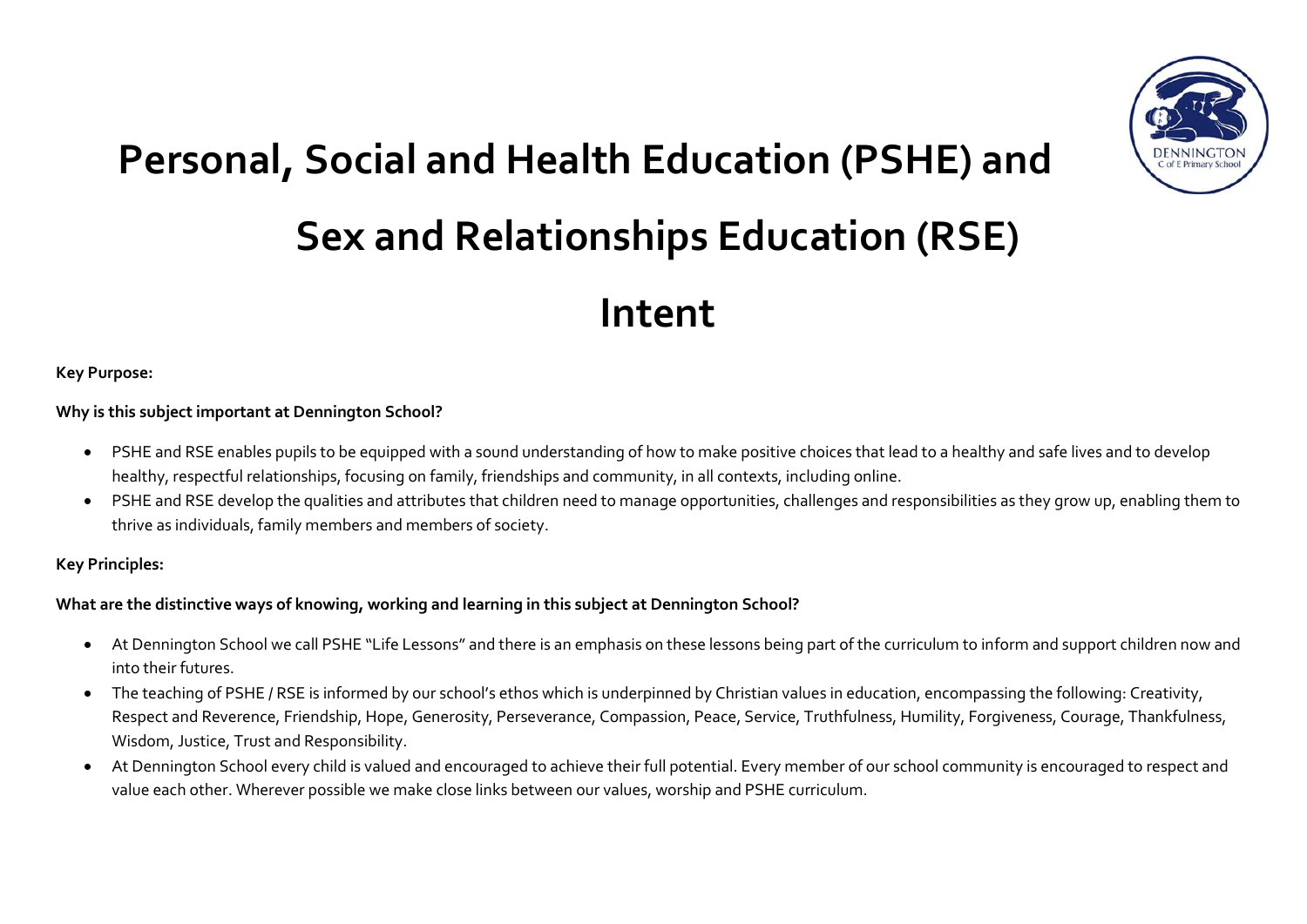# Personal, Social and Health Education (PSHE) and Sex and Relationships Education (RSE) Intent

**Key Purpose:**

**Why is this subject important at Dennington School?**

- PSHE and RSE enables pupils to be equipped with a sound understanding of how to make positive choices that lead to a healthy and safe lives and to develop healthy, respectful relationships, focusing on family, friendships and community, in all contexts, including online.
- PSHE and RSE develop the qualities and attributes that children need to manage opportunities, challenges and responsibilities as they grow up, enabling them to thrive as individuals, family members and members of society.

**Key Principles:**

**What are the distinctive ways of knowing, working and learning in this subject at Dennington School?**

- At Dennington School we call PSHE "Life Lessons" and there is an emphasis on these lessons being part of the curriculum to inform and support children now and into their futures.
- The teaching of PSHE / RSE is informed by our school's ethos which is underpinned by Christian values in education, encompassing the following: Creativity, Respect and Reverence, Friendship, Hope, Generosity, Perseverance, Compassion, Peace, Service, Truthfulness, Humility, Forgiveness, Courage, Thankfulness, Wisdom, Justice, Trust and Responsibility.
- At Dennington School every child is valued and encouraged to achieve their full potential. Every member of our school community is encouraged to respect and value each other. Wherever possible we make close links between our values, worship and PSHE curriculum.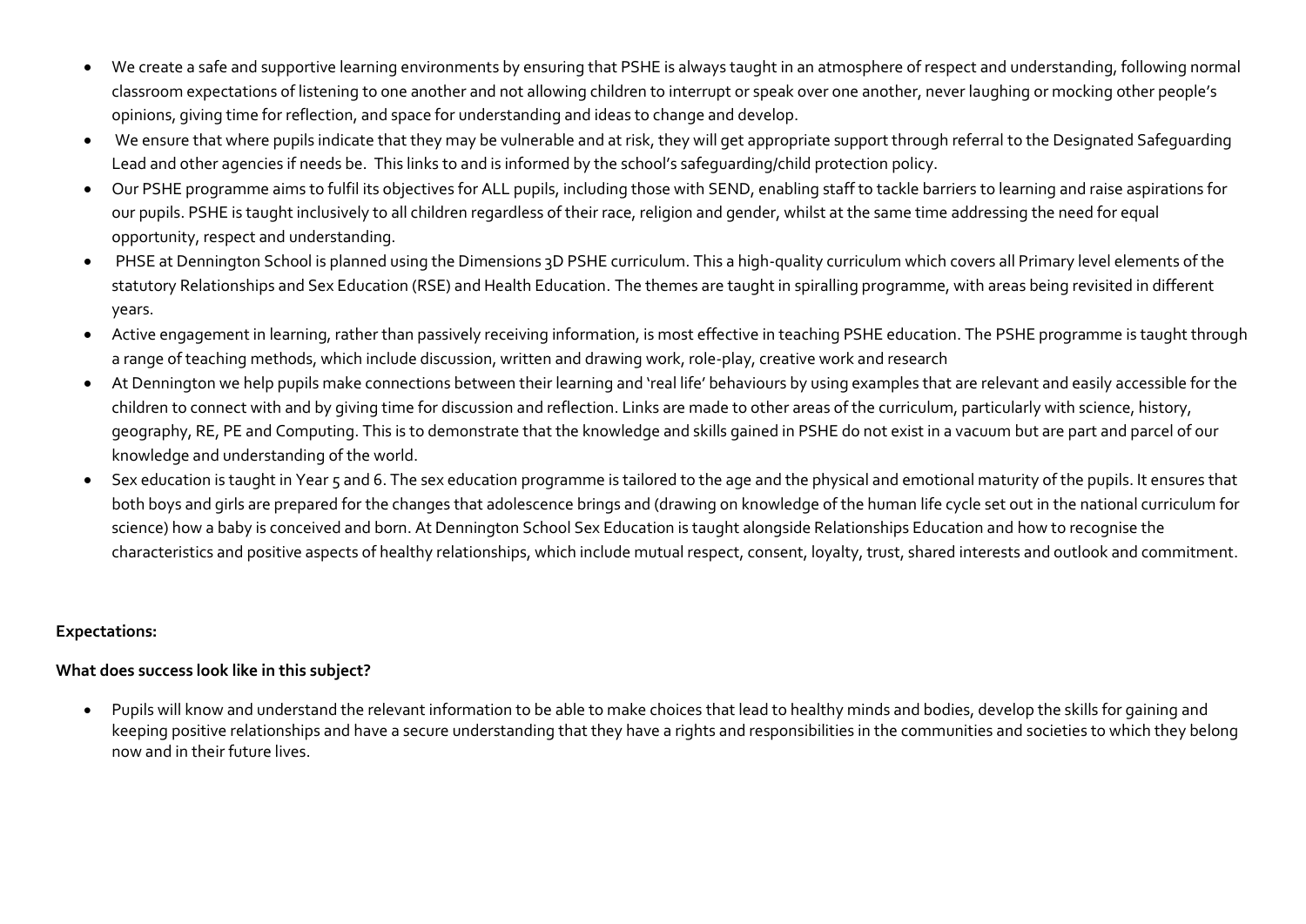- We create a safe and supportive learning environments by ensuring that PSHE is always taught in an atmosphere of respect and understanding, following normal classroom expectations of listening to one another and not allowing children to interrupt or speak over one another, never laughing or mocking other people's opinions, giving time for reflection, and space for understanding and ideas to change and develop.
- We ensure that where pupils indicate that they may be vulnerable and at risk, they will get appropriate support through referral to the Designated Safeguarding Lead and other agencies if needs be. This links to and is informed by the school's safeguarding/child protection policy.
- Our PSHE programme aims to fulfil its objectives for ALL pupils, including those with SEND, enabling staff to tackle barriers to learning and raise aspirations for our pupils. PSHE is taught inclusively to all children regardless of their race, religion and gender, whilst at the same time addressing the need for equal opportunity, respect and understanding.
- PHSE at Dennington School is planned using the Dimensions 3D PSHE curriculum. This a high-quality curriculum which covers all Primary level elements of the statutory Relationships and Sex Education (RSE) and Health Education. The themes are taught in spiralling programme, with areas being revisited in different years.
- Active engagement in learning, rather than passively receiving information, is most effective in teaching PSHE education. The PSHE programme is taught through a range of teaching methods, which include discussion, written and drawing work, role-play, creative work and research
- At Dennington we help pupils make connections between their learning and 'real life' behaviours by using examples that are relevant and easily accessible for the children to connect with and by giving time for discussion and reflection. Links are made to other areas of the curriculum, particularly with science, history, geography, RE, PE and Computing. This is to demonstrate that the knowledge and skills gained in PSHE do not exist in a vacuum but are part and parcel of our knowledge and understanding of the world.
- Sex education is taught in Year 5 and 6. The sex education programme is tailored to the age and the physical and emotional maturity of the pupils. It ensures that both boys and girls are prepared for the changes that adolescence brings and (drawing on knowledge of the human life cycle set out in the national curriculum for science) how a baby is conceived and born. At Dennington School Sex Education is taught alongside Relationships Education and how to recognise the characteristics and positive aspects of healthy relationships, which include mutual respect, consent, loyalty, trust, shared interests and outlook and commitment.

**Expectations:**

**What does success look like in this subject?**

- Pupils will know and understand the relevant information to be able to make choices that lead to healthy minds and bodies, develop the skills for gaining and keeping positive relationships and have a secure understanding that they have a rights and responsibilities in the communities and societies to which they belong now and in their future lives.